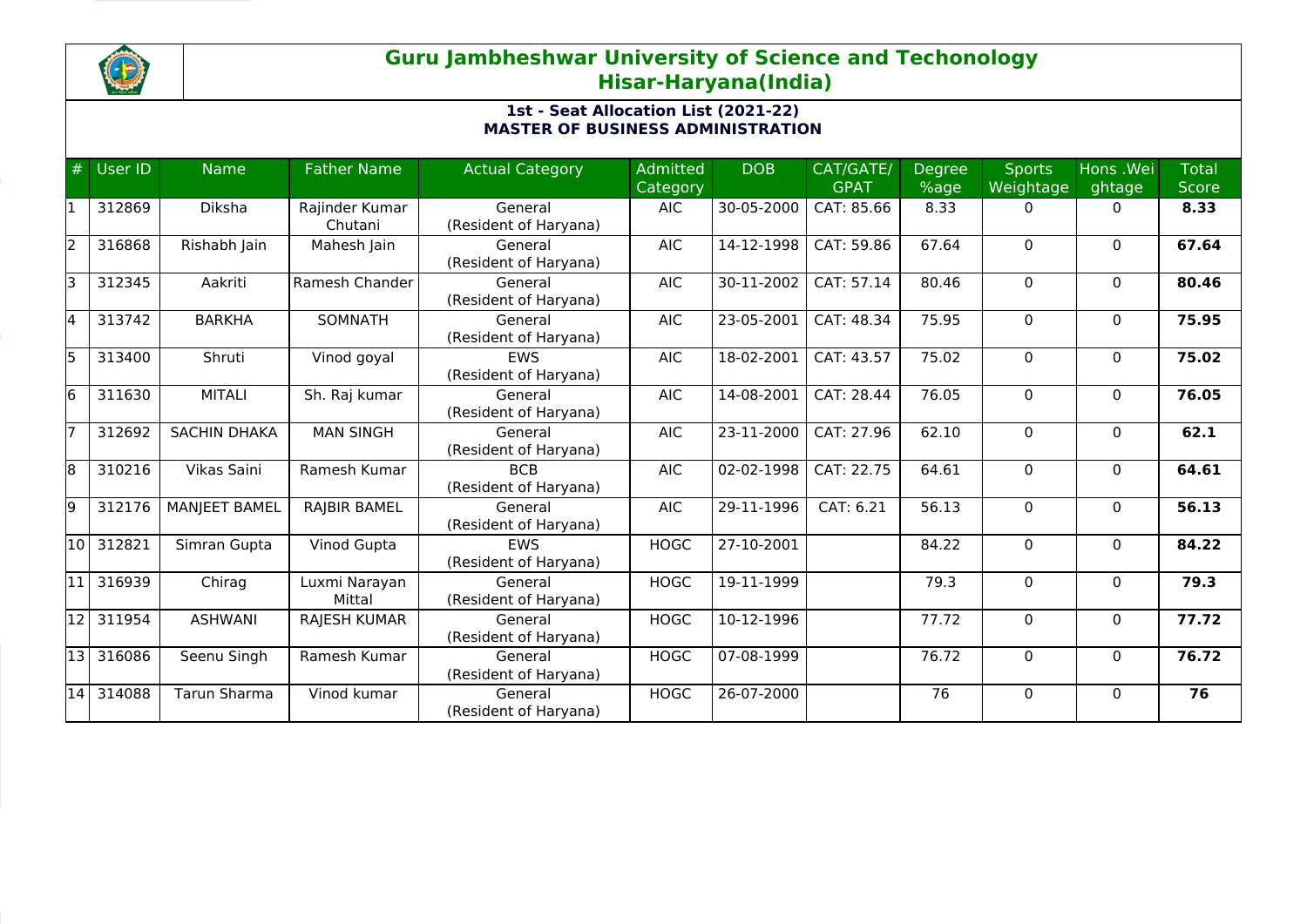# Guru Jambheshwar University of Science and Techonology
## Hisar-Haryana(India)

### 1st - Seat Allocation List (2021-22)
### MASTER OF BUSINESS ADMINISTRATION

| # | User ID | Name | Father Name | Actual Category | Admitted Category | DOB | CAT/GATE/ GPAT | Degree %age | Sports Weightage | Hons .Weightage | Total Score |
|---|---|---|---|---|---|---|---|---|---|---|---|
| 1 | 312869 | Diksha | Rajinder Kumar Chutani | General (Resident of Haryana) | AIC | 30-05-2000 | CAT: 85.66 | 8.33 | 0 | 0 | **8.33** |
| 2 | 316868 | Rishabh Jain | Mahesh Jain | General (Resident of Haryana) | AIC | 14-12-1998 | CAT: 59.86 | 67.64 | 0 | 0 | **67.64** |
| 3 | 312345 | Aakriti | Ramesh Chander | General (Resident of Haryana) | AIC | 30-11-2002 | CAT: 57.14 | 80.46 | 0 | 0 | **80.46** |
| 4 | 313742 | BARKHA | SOMNATH | General (Resident of Haryana) | AIC | 23-05-2001 | CAT: 48.34 | 75.95 | 0 | 0 | **75.95** |
| 5 | 313400 | Shruti | Vinod goyal | EWS (Resident of Haryana) | AIC | 18-02-2001 | CAT: 43.57 | 75.02 | 0 | 0 | **75.02** |
| 6 | 311630 | MITALI | Sh. Raj kumar | General (Resident of Haryana) | AIC | 14-08-2001 | CAT: 28.44 | 76.05 | 0 | 0 | **76.05** |
| 7 | 312692 | SACHIN DHAKA | MAN SINGH | General (Resident of Haryana) | AIC | 23-11-2000 | CAT: 27.96 | 62.10 | 0 | 0 | **62.1** |
| 8 | 310216 | Vikas Saini | Ramesh Kumar | BCB (Resident of Haryana) | AIC | 02-02-1998 | CAT: 22.75 | 64.61 | 0 | 0 | **64.61** |
| 9 | 312176 | MANJEET BAMEL | RAJBIR BAMEL | General (Resident of Haryana) | AIC | 29-11-1996 | CAT: 6.21 | 56.13 | 0 | 0 | **56.13** |
| 10 | 312821 | Simran Gupta | Vinod Gupta | EWS (Resident of Haryana) | HOGC | 27-10-2001 | | 84.22 | 0 | 0 | **84.22** |
| 11 | 316939 | Chirag | Luxmi Narayan Mittal | General (Resident of Haryana) | HOGC | 19-11-1999 | | 79.3 | 0 | 0 | **79.3** |
| 12 | 311954 | ASHWANI | RAJESH KUMAR | General (Resident of Haryana) | HOGC | 10-12-1996 | | 77.72 | 0 | 0 | **77.72** |
| 13 | 316086 | Seenu Singh | Ramesh Kumar | General (Resident of Haryana) | HOGC | 07-08-1999 | | 76.72 | 0 | 0 | **76.72** |
| 14 | 314088 | Tarun Sharma | Vinod kumar | General (Resident of Haryana) | HOGC | 26-07-2000 | | 76 | 0 | 0 | **76** |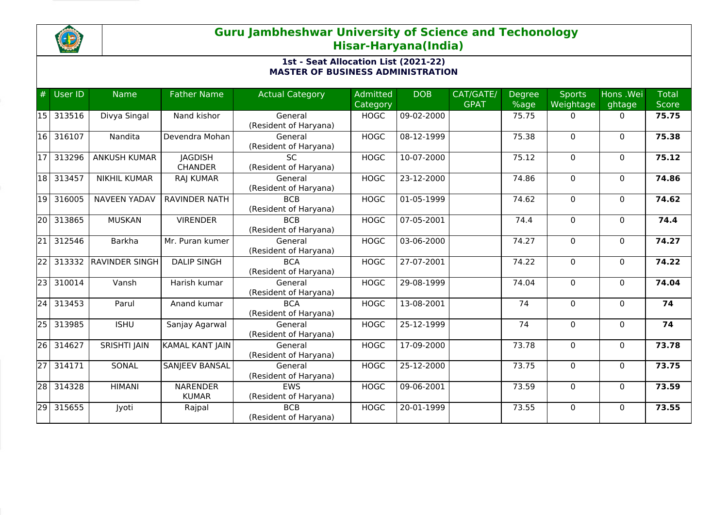## Guru Jambheshwar University of Science and Techonology
## Hisar-Haryana(India)

### 1st - Seat Allocation List (2021-22)
### MASTER OF BUSINESS ADMINISTRATION

| # | User ID | Name | Father Name | Actual Category | Admitted Category | DOB | CAT/GATE/ GPAT | Degree %age | Sports Weightage | Hons .Weightage | Total Score |
|---|---|---|---|---|---|---|---|---|---|---|---|
| 15 | 313516 | Divya Singal | Nand kishor | General (Resident of Haryana) | HOGC | 09-02-2000 | | 75.75 | 0 | 0 | **75.75** |
| 16 | 316107 | Nandita | Devendra Mohan | General (Resident of Haryana) | HOGC | 08-12-1999 | | 75.38 | 0 | 0 | **75.38** |
| 17 | 313296 | ANKUSH KUMAR | JAGDISH CHANDER | SC (Resident of Haryana) | HOGC | 10-07-2000 | | 75.12 | 0 | 0 | **75.12** |
| 18 | 313457 | NIKHIL KUMAR | RAJ KUMAR | General (Resident of Haryana) | HOGC | 23-12-2000 | | 74.86 | 0 | 0 | **74.86** |
| 19 | 316005 | NAVEEN YADAV | RAVINDER NATH | BCB (Resident of Haryana) | HOGC | 01-05-1999 | | 74.62 | 0 | 0 | **74.62** |
| 20 | 313865 | MUSKAN | VIRENDER | BCB (Resident of Haryana) | HOGC | 07-05-2001 | | 74.4 | 0 | 0 | **74.4** |
| 21 | 312546 | Barkha | Mr. Puran kumer | General (Resident of Haryana) | HOGC | 03-06-2000 | | 74.27 | 0 | 0 | **74.27** |
| 22 | 313332 | RAVINDER SINGH | DALIP SINGH | BCA (Resident of Haryana) | HOGC | 27-07-2001 | | 74.22 | 0 | 0 | **74.22** |
| 23 | 310014 | Vansh | Harish kumar | General (Resident of Haryana) | HOGC | 29-08-1999 | | 74.04 | 0 | 0 | **74.04** |
| 24 | 313453 | Parul | Anand kumar | BCA (Resident of Haryana) | HOGC | 13-08-2001 | | 74 | 0 | 0 | **74** |
| 25 | 313985 | ISHU | Sanjay Agarwal | General (Resident of Haryana) | HOGC | 25-12-1999 | | 74 | 0 | 0 | **74** |
| 26 | 314627 | SRISHTI JAIN | KAMAL KANT JAIN | General (Resident of Haryana) | HOGC | 17-09-2000 | | 73.78 | 0 | 0 | **73.78** |
| 27 | 314171 | SONAL | SANJEEV BANSAL | General (Resident of Haryana) | HOGC | 25-12-2000 | | 73.75 | 0 | 0 | **73.75** |
| 28 | 314328 | HIMANI | NARENDER KUMAR | EWS (Resident of Haryana) | HOGC | 09-06-2001 | | 73.59 | 0 | 0 | **73.59** |
| 29 | 315655 | Jyoti | Rajpal | BCB (Resident of Haryana) | HOGC | 20-01-1999 | | 73.55 | 0 | 0 | **73.55** |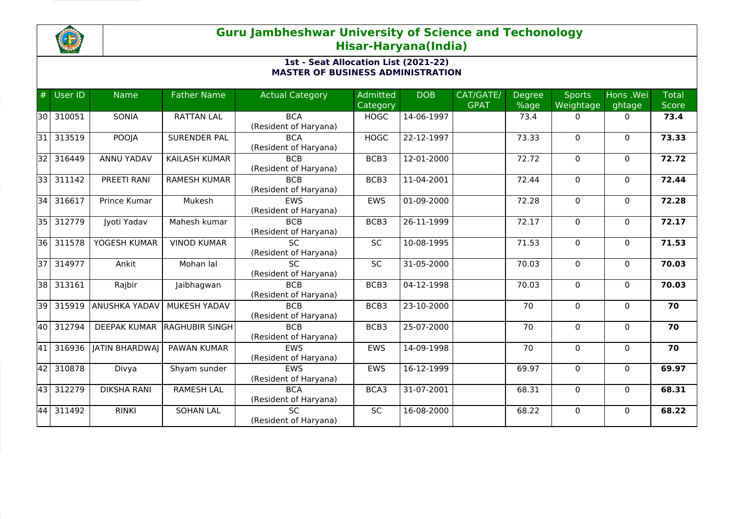## Guru Jambheshwar University of Science and Techonology
## Hisar-Haryana(India)

### 1st - Seat Allocation List (2021-22)
### MASTER OF BUSINESS ADMINISTRATION

| # | User ID | Name | Father Name | Actual Category | Admitted Category | DOB | CAT/GATE/ GPAT | Degree %age | Sports Weightage | Hons .Weightage | Total Score |
|---|---|---|---|---|---|---|---|---|---|---|---|
| 30 | 310051 | SONIA | RATTAN LAL | BCA (Resident of Haryana) | HOGC | 14-06-1997 | | 73.4 | 0 | 0 | **73.4** |
| 31 | 313519 | POOJA | SURENDER PAL | BCA (Resident of Haryana) | HOGC | 22-12-1997 | | 73.33 | 0 | 0 | **73.33** |
| 32 | 316449 | ANNU YADAV | KAILASH KUMAR | BCB (Resident of Haryana) | BCB3 | 12-01-2000 | | 72.72 | 0 | 0 | **72.72** |
| 33 | 311142 | PREETI RANI | RAMESH KUMAR | BCB (Resident of Haryana) | BCB3 | 11-04-2001 | | 72.44 | 0 | 0 | **72.44** |
| 34 | 316617 | Prince Kumar | Mukesh | EWS (Resident of Haryana) | EWS | 01-09-2000 | | 72.28 | 0 | 0 | **72.28** |
| 35 | 312779 | Jyoti Yadav | Mahesh kumar | BCB (Resident of Haryana) | BCB3 | 26-11-1999 | | 72.17 | 0 | 0 | **72.17** |
| 36 | 311578 | YOGESH KUMAR | VINOD KUMAR | SC (Resident of Haryana) | SC | 10-08-1995 | | 71.53 | 0 | 0 | **71.53** |
| 37 | 314977 | Ankit | Mohan lal | SC (Resident of Haryana) | SC | 31-05-2000 | | 70.03 | 0 | 0 | **70.03** |
| 38 | 313161 | Rajbir | Jaibhagwan | BCB (Resident of Haryana) | BCB3 | 04-12-1998 | | 70.03 | 0 | 0 | **70.03** |
| 39 | 315919 | ANUSHKA YADAV | MUKESH YADAV | BCB (Resident of Haryana) | BCB3 | 23-10-2000 | | 70 | 0 | 0 | **70** |
| 40 | 312794 | DEEPAK KUMAR | RAGHUBIR SINGH | BCB (Resident of Haryana) | BCB3 | 25-07-2000 | | 70 | 0 | 0 | **70** |
| 41 | 316936 | JATIN BHARDWAJ | PAWAN KUMAR | EWS (Resident of Haryana) | EWS | 14-09-1998 | | 70 | 0 | 0 | **70** |
| 42 | 310878 | Divya | Shyam sunder | EWS (Resident of Haryana) | EWS | 16-12-1999 | | 69.97 | 0 | 0 | **69.97** |
| 43 | 312279 | DIKSHA RANI | RAMESH LAL | BCA (Resident of Haryana) | BCA3 | 31-07-2001 | | 68.31 | 0 | 0 | **68.31** |
| 44 | 311492 | RINKI | SOHAN LAL | SC (Resident of Haryana) | SC | 16-08-2000 | | 68.22 | 0 | 0 | **68.22** |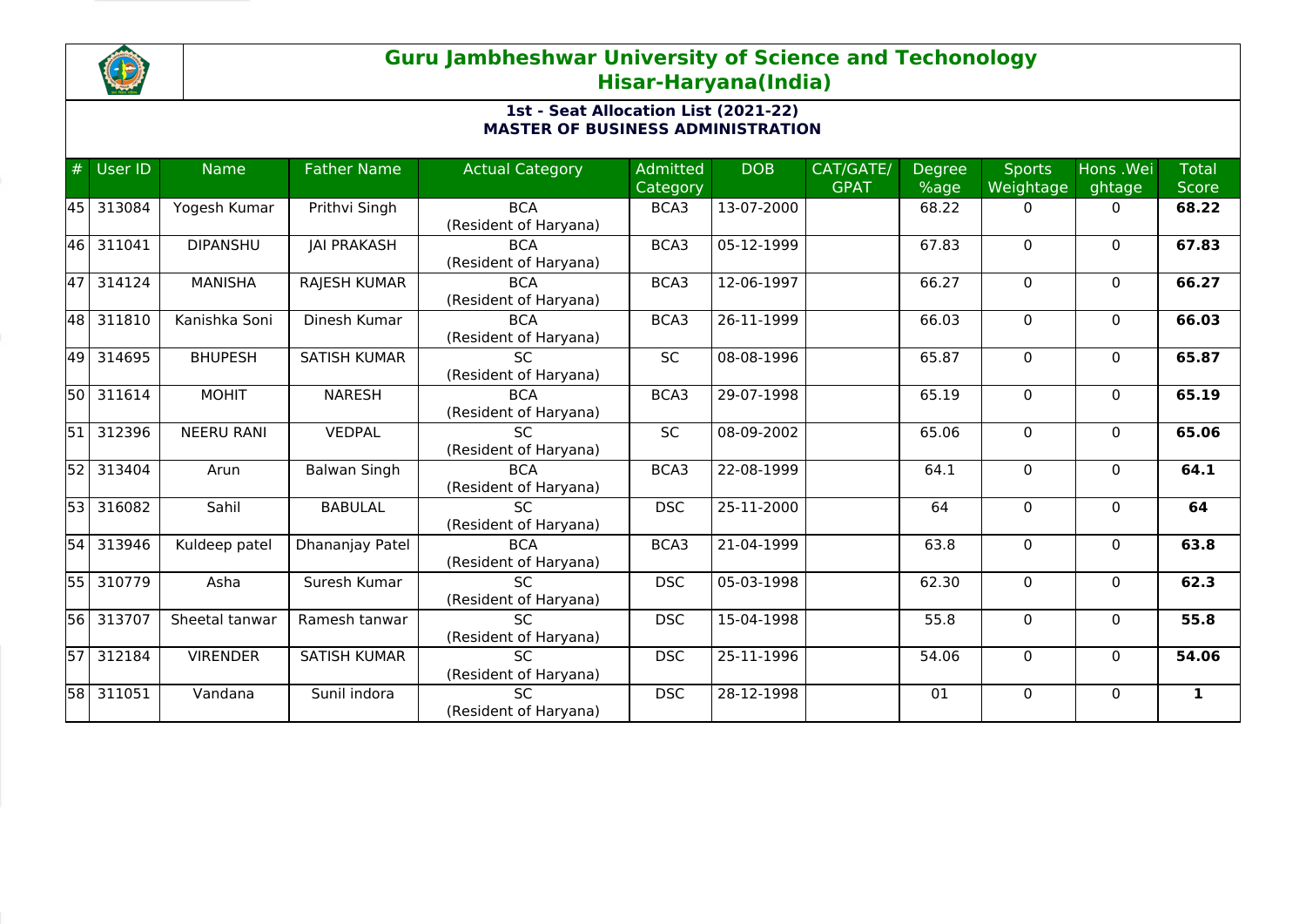# Guru Jambheshwar University of Science and Techonology
## Hisar-Haryana(India)

### 1st - Seat Allocation List (2021-22)
### MASTER OF BUSINESS ADMINISTRATION

| # | User ID | Name | Father Name | Actual Category | Admitted Category | DOB | CAT/GATE/ GPAT | Degree %age | Sports Weightage | Hons .Weightage | Total Score |
|---|---|---|---|---|---|---|---|---|---|---|---|
| 45 | 313084 | Yogesh Kumar | Prithvi Singh | BCA (Resident of Haryana) | BCA3 | 13-07-2000 | | 68.22 | 0 | 0 | **68.22** |
| 46 | 311041 | DIPANSHU | JAI PRAKASH | BCA (Resident of Haryana) | BCA3 | 05-12-1999 | | 67.83 | 0 | 0 | **67.83** |
| 47 | 314124 | MANISHA | RAJESH KUMAR | BCA (Resident of Haryana) | BCA3 | 12-06-1997 | | 66.27 | 0 | 0 | **66.27** |
| 48 | 311810 | Kanishka Soni | Dinesh Kumar | BCA (Resident of Haryana) | BCA3 | 26-11-1999 | | 66.03 | 0 | 0 | **66.03** |
| 49 | 314695 | BHUPESH | SATISH KUMAR | SC (Resident of Haryana) | SC | 08-08-1996 | | 65.87 | 0 | 0 | **65.87** |
| 50 | 311614 | MOHIT | NARESH | BCA (Resident of Haryana) | BCA3 | 29-07-1998 | | 65.19 | 0 | 0 | **65.19** |
| 51 | 312396 | NEERU RANI | VEDPAL | SC (Resident of Haryana) | SC | 08-09-2002 | | 65.06 | 0 | 0 | **65.06** |
| 52 | 313404 | Arun | Balwan Singh | BCA (Resident of Haryana) | BCA3 | 22-08-1999 | | 64.1 | 0 | 0 | **64.1** |
| 53 | 316082 | Sahil | BABULAL | SC (Resident of Haryana) | DSC | 25-11-2000 | | 64 | 0 | 0 | **64** |
| 54 | 313946 | Kuldeep patel | Dhananjay Patel | BCA (Resident of Haryana) | BCA3 | 21-04-1999 | | 63.8 | 0 | 0 | **63.8** |
| 55 | 310779 | Asha | Suresh Kumar | SC (Resident of Haryana) | DSC | 05-03-1998 | | 62.30 | 0 | 0 | **62.3** |
| 56 | 313707 | Sheetal tanwar | Ramesh tanwar | SC (Resident of Haryana) | DSC | 15-04-1998 | | 55.8 | 0 | 0 | **55.8** |
| 57 | 312184 | VIRENDER | SATISH KUMAR | SC (Resident of Haryana) | DSC | 25-11-1996 | | 54.06 | 0 | 0 | **54.06** |
| 58 | 311051 | Vandana | Sunil indora | SC (Resident of Haryana) | DSC | 28-12-1998 | | 01 | 0 | 0 | **1** |